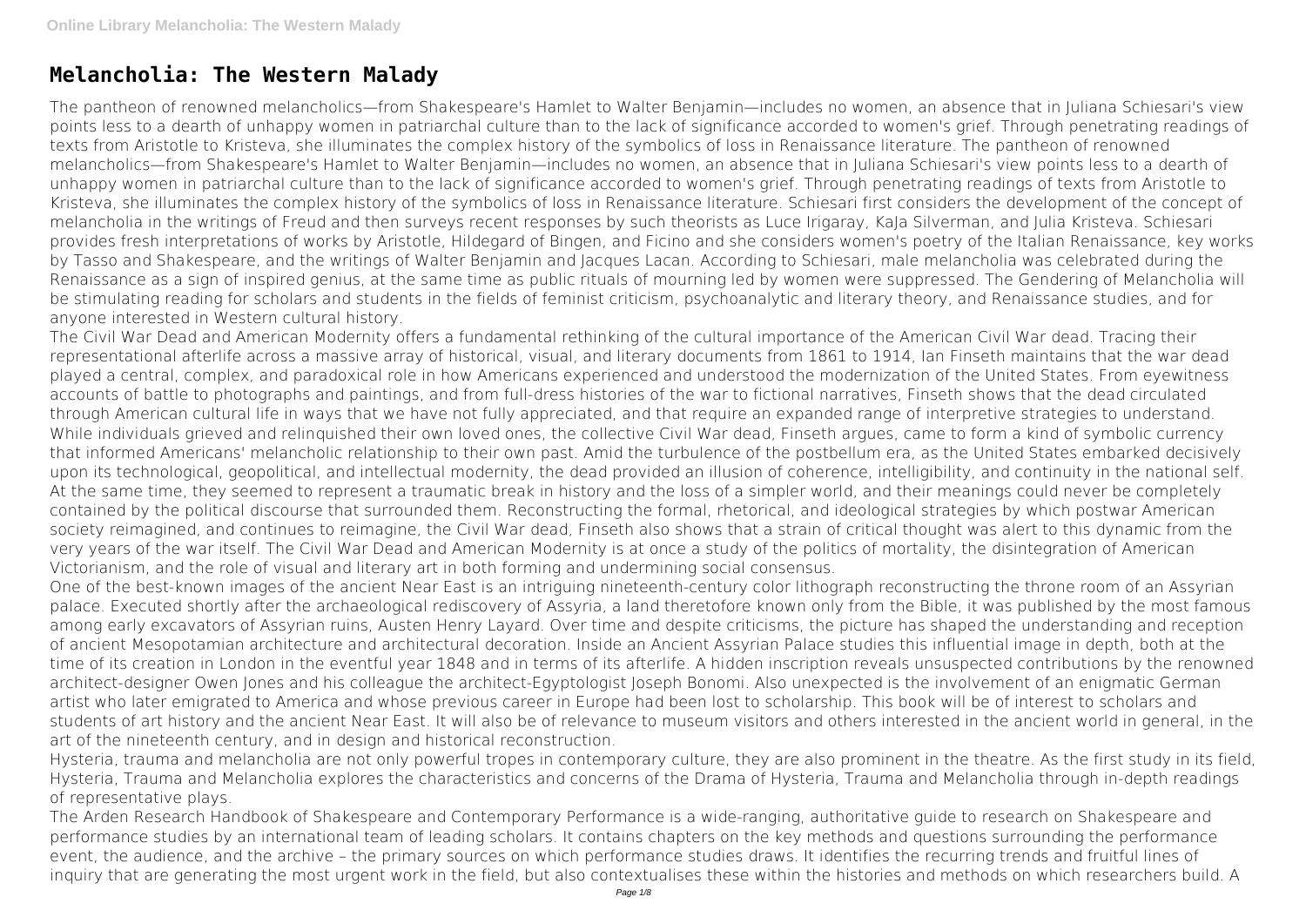# Melancholia: The Western Malady

The pantheon of renowned melancholics—from Shakespeare's Hamlet to Walter Benjamin—includes no women, an absence that in Juliana Schiesari's view points less to a dearth of unhappy women in patriarchal culture than to the lack of significance accorded to women's grief. Through penetrating readings of texts from Aristotle to Kristeva, she illuminates the complex history of the symbolics of loss in Renaissance literature. The pantheon of renowned melancholics—from Shakespeare's Hamlet to Walter Benjamin—includes no women, an absence that in Juliana Schiesari's view points less to a dearth of unhappy women in patriarchal culture than to the lack of significance accorded to women's grief. Through penetrating readings of texts from Aristotle to Kristeva, she illuminates the complex history of the symbolics of loss in Renaissance literature. Schiesari first considers the development of the concept of melancholia in the writings of Freud and then surveys recent responses by such theorists as Luce Irigaray, KaJa Silverman, and Julia Kristeva. Schiesari provides fresh interpretations of works by Aristotle, Hildegard of Bingen, and Ficino and she considers women's poetry of the Italian Renaissance, key works by Tasso and Shakespeare, and the writings of Walter Benjamin and Jacques Lacan. According to Schiesari, male melancholia was celebrated during the Renaissance as a sign of inspired genius, at the same time as public rituals of mourning led by women were suppressed. The Gendering of Melancholia will be stimulating reading for scholars and students in the fields of feminist criticism, psychoanalytic and literary theory, and Renaissance studies, and for anyone interested in Western cultural history.

The Civil War Dead and American Modernity offers a fundamental rethinking of the cultural importance of the American Civil War dead. Tracing their representational afterlife across a massive array of historical, visual, and literary documents from 1861 to 1914, Ian Finseth maintains that the war dead played a central, complex, and paradoxical role in how Americans experienced and understood the modernization of the United States. From eyewitness accounts of battle to photographs and paintings, and from full-dress histories of the war to fictional narratives, Finseth shows that the dead circulated through American cultural life in ways that we have not fully appreciated, and that require an expanded range of interpretive strategies to understand. While individuals grieved and relinquished their own loved ones, the collective Civil War dead, Finseth argues, came to form a kind of symbolic currency that informed Americans' melancholic relationship to their own past. Amid the turbulence of the postbellum era, as the United States embarked decisively upon its technological, geopolitical, and intellectual modernity, the dead provided an illusion of coherence, intelligibility, and continuity in the national self. At the same time, they seemed to represent a traumatic break in history and the loss of a simpler world, and their meanings could never be completely contained by the political discourse that surrounded them. Reconstructing the formal, rhetorical, and ideological strategies by which postwar American society reimagined, and continues to reimagine, the Civil War dead, Finseth also shows that a strain of critical thought was alert to this dynamic from the very years of the war itself. The Civil War Dead and American Modernity is at once a study of the politics of mortality, the disintegration of American Victorianism, and the role of visual and literary art in both forming and undermining social consensus.

One of the best-known images of the ancient Near East is an intriguing nineteenth-century color lithograph reconstructing the throne room of an Assyrian palace. Executed shortly after the archaeological rediscovery of Assyria, a land theretofore known only from the Bible, it was published by the most famous among early excavators of Assyrian ruins, Austen Henry Layard. Over time and despite criticisms, the picture has shaped the understanding and reception of ancient Mesopotamian architecture and architectural decoration. Inside an Ancient Assyrian Palace studies this influential image in depth, both at the time of its creation in London in the eventful year 1848 and in terms of its afterlife. A hidden inscription reveals unsuspected contributions by the renowned architect-designer Owen Jones and his colleague the architect-Egyptologist Joseph Bonomi. Also unexpected is the involvement of an enigmatic German artist who later emigrated to America and whose previous career in Europe had been lost to scholarship. This book will be of interest to scholars and students of art history and the ancient Near East. It will also be of relevance to museum visitors and others interested in the ancient world in general, in the art of the nineteenth century, and in design and historical reconstruction.

Hysteria, trauma and melancholia are not only powerful tropes in contemporary culture, they are also prominent in the theatre. As the first study in its field, Hysteria, Trauma and Melancholia explores the characteristics and concerns of the Drama of Hysteria, Trauma and Melancholia through in-depth readings of representative plays.

The Arden Research Handbook of Shakespeare and Contemporary Performance is a wide-ranging, authoritative guide to research on Shakespeare and performance studies by an international team of leading scholars. It contains chapters on the key methods and questions surrounding the performance event, the audience, and the archive – the primary sources on which performance studies draws. It identifies the recurring trends and fruitful lines of inquiry that are generating the most urgent work in the field, but also contextualises these within the histories and methods on which researchers build. A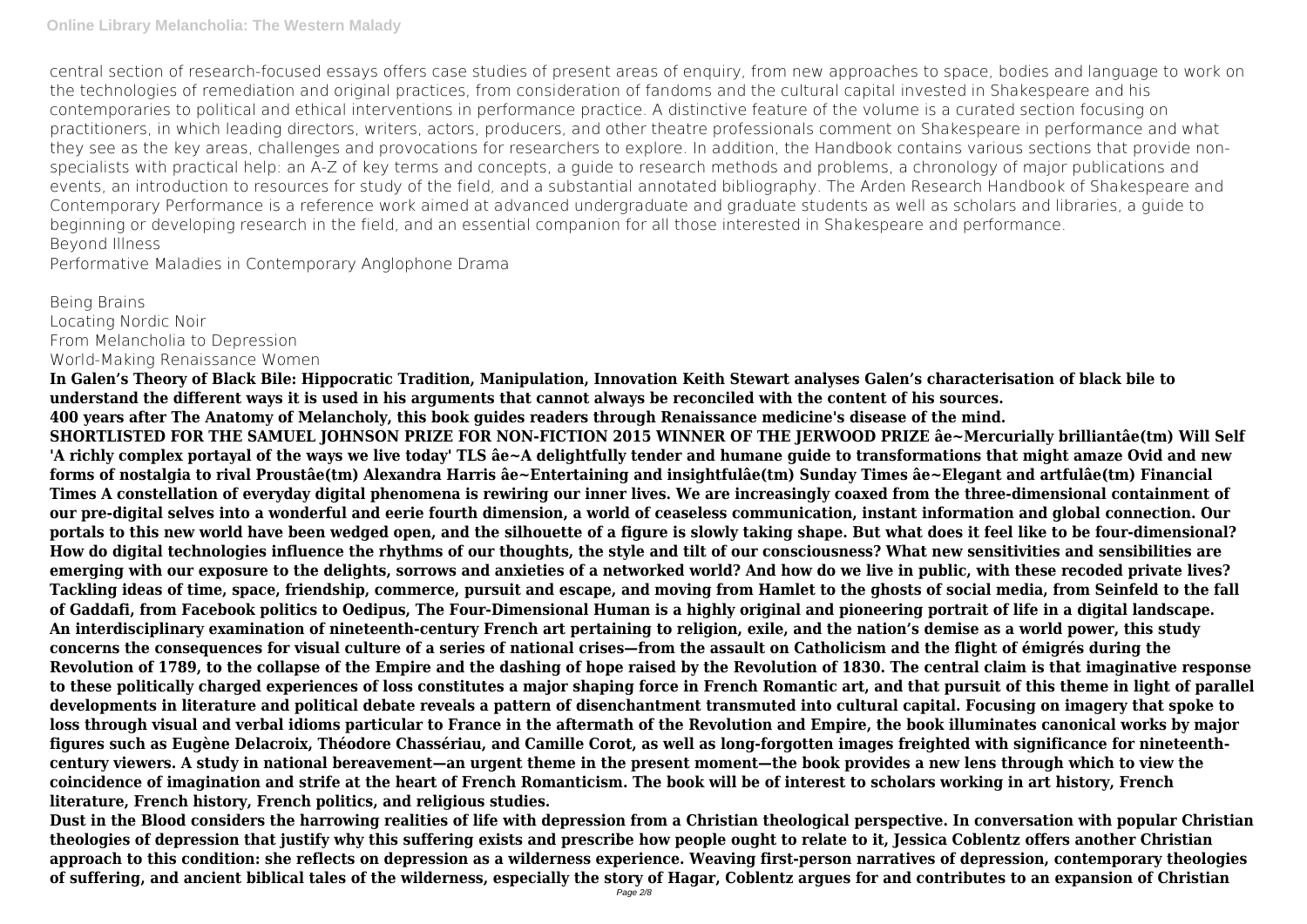central section of research-focused essays offers case studies of present areas of enquiry, from new approaches to space, bodies and language to work on the technologies of remediation and original practices, from consideration of fandoms and the cultural capital invested in Shakespeare and his contemporaries to political and ethical interventions in performance practice. A distinctive feature of the volume is a curated section focusing on practitioners, in which leading directors, writers, actors, producers, and other theatre professionals comment on Shakespeare in performance and what they see as the key areas, challenges and provocations for researchers to explore. In addition, the Handbook contains various sections that provide non-specialists with practical help: an A-Z of key terms and concepts, a guide to research methods and problems, a chronology of major publications and events, an introduction to resources for study of the field, and a substantial annotated bibliography. The Arden Research Handbook of Shakespeare and Contemporary Performance is a reference work aimed at advanced undergraduate and graduate students as well as scholars and libraries, a guide to beginning or developing research in the field, and an essential companion for all those interested in Shakespeare and performance.

Beyond Illness

Performative Maladies in Contemporary Anglophone Drama

Being Brains

Locating Nordic Noir

From Melancholia to Depression

World-Making Renaissance Women

**In Galen's Theory of Black Bile: Hippocratic Tradition, Manipulation, Innovation Keith Stewart analyses Galen's characterisation of black bile to understand the different ways it is used in his arguments that cannot always be reconciled with the content of his sources.**

**400 years after The Anatomy of Melancholy, this book guides readers through Renaissance medicine's disease of the mind.**

**SHORTLISTED FOR THE SAMUEL JOHNSON PRIZE FOR NON-FICTION 2015 WINNER OF THE JERWOOD PRIZE âe~Mercurially brilliantâe(tm) Will Self 'A richly complex portayal of the ways we live today' TLS âe~A delightfully tender and humane guide to transformations that might amaze Ovid and new forms of nostalgia to rival Proustâe(tm) Alexandra Harris âe~Entertaining and insightfulâe(tm) Sunday Times âe~Elegant and artfulâe(tm) Financial Times A constellation of everyday digital phenomena is rewiring our inner lives. We are increasingly coaxed from the three-dimensional containment of our pre-digital selves into a wonderful and eerie fourth dimension, a world of ceaseless communication, instant information and global connection. Our portals to this new world have been wedged open, and the silhouette of a figure is slowly taking shape. But what does it feel like to be four-dimensional? How do digital technologies influence the rhythms of our thoughts, the style and tilt of our consciousness? What new sensitivities and sensibilities are emerging with our exposure to the delights, sorrows and anxieties of a networked world? And how do we live in public, with these recoded private lives? Tackling ideas of time, space, friendship, commerce, pursuit and escape, and moving from Hamlet to the ghosts of social media, from Seinfeld to the fall of Gaddafi, from Facebook politics to Oedipus, The Four-Dimensional Human is a highly original and pioneering portrait of life in a digital landscape.**

**An interdisciplinary examination of nineteenth-century French art pertaining to religion, exile, and the nation's demise as a world power, this study concerns the consequences for visual culture of a series of national crises—from the assault on Catholicism and the flight of émigrés during the Revolution of 1789, to the collapse of the Empire and the dashing of hope raised by the Revolution of 1830. The central claim is that imaginative response to these politically charged experiences of loss constitutes a major shaping force in French Romantic art, and that pursuit of this theme in light of parallel developments in literature and political debate reveals a pattern of disenchantment transmuted into cultural capital. Focusing on imagery that spoke to loss through visual and verbal idioms particular to France in the aftermath of the Revolution and Empire, the book illuminates canonical works by major figures such as Eugène Delacroix, Théodore Chassériau, and Camille Corot, as well as long-forgotten images freighted with significance for nineteenth-century viewers. A study in national bereavement—an urgent theme in the present moment—the book provides a new lens through which to view the coincidence of imagination and strife at the heart of French Romanticism. The book will be of interest to scholars working in art history, French literature, French history, French politics, and religious studies.**

**Dust in the Blood considers the harrowing realities of life with depression from a Christian theological perspective. In conversation with popular Christian theologies of depression that justify why this suffering exists and prescribe how people ought to relate to it, Jessica Coblentz offers another Christian approach to this condition: she reflects on depression as a wilderness experience. Weaving first-person narratives of depression, contemporary theologies of suffering, and ancient biblical tales of the wilderness, especially the story of Hagar, Coblentz argues for and contributes to an expansion of Christian**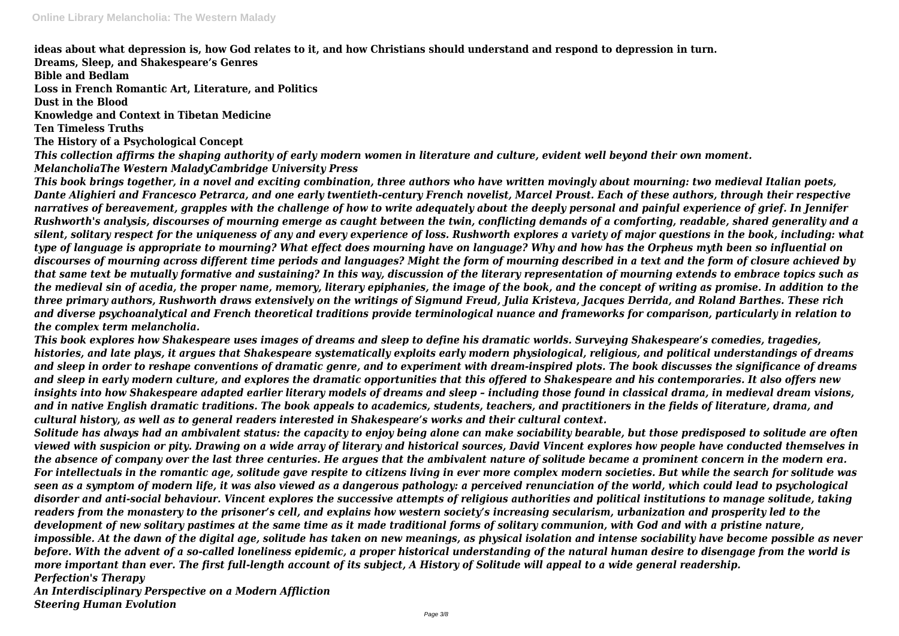**ideas about what depression is, how God relates to it, and how Christians should understand and respond to depression in turn.**

**Dreams, Sleep, and Shakespeare's Genres**

**Bible and Bedlam**

**Loss in French Romantic Art, Literature, and Politics**

**Dust in the Blood**

**Knowledge and Context in Tibetan Medicine**

**Ten Timeless Truths**

**The History of a Psychological Concept**

***This collection affirms the shaping authority of early modern women in literature and culture, evident well beyond their own moment.***

***MelancholiaThe Western MaladyCambridge University Press***

***This book brings together, in a novel and exciting combination, three authors who have written movingly about mourning: two medieval Italian poets, Dante Alighieri and Francesco Petrarca, and one early twentieth-century French novelist, Marcel Proust. Each of these authors, through their respective narratives of bereavement, grapples with the challenge of how to write adequately about the deeply personal and painful experience of grief. In Jennifer Rushworth's analysis, discourses of mourning emerge as caught between the twin, conflicting demands of a comforting, readable, shared generality and a silent, solitary respect for the uniqueness of any and every experience of loss. Rushworth explores a variety of major questions in the book, including: what type of language is appropriate to mourning? What effect does mourning have on language? Why and how has the Orpheus myth been so influential on discourses of mourning across different time periods and languages? Might the form of mourning described in a text and the form of closure achieved by that same text be mutually formative and sustaining? In this way, discussion of the literary representation of mourning extends to embrace topics such as the medieval sin of acedia, the proper name, memory, literary epiphanies, the image of the book, and the concept of writing as promise. In addition to the three primary authors, Rushworth draws extensively on the writings of Sigmund Freud, Julia Kristeva, Jacques Derrida, and Roland Barthes. These rich and diverse psychoanalytical and French theoretical traditions provide terminological nuance and frameworks for comparison, particularly in relation to the complex term melancholia.***

***This book explores how Shakespeare uses images of dreams and sleep to define his dramatic worlds. Surveying Shakespeare's comedies, tragedies, histories, and late plays, it argues that Shakespeare systematically exploits early modern physiological, religious, and political understandings of dreams and sleep in order to reshape conventions of dramatic genre, and to experiment with dream-inspired plots. The book discusses the significance of dreams and sleep in early modern culture, and explores the dramatic opportunities that this offered to Shakespeare and his contemporaries. It also offers new insights into how Shakespeare adapted earlier literary models of dreams and sleep – including those found in classical drama, in medieval dream visions, and in native English dramatic traditions. The book appeals to academics, students, teachers, and practitioners in the fields of literature, drama, and cultural history, as well as to general readers interested in Shakespeare's works and their cultural context.***

***Solitude has always had an ambivalent status: the capacity to enjoy being alone can make sociability bearable, but those predisposed to solitude are often viewed with suspicion or pity. Drawing on a wide array of literary and historical sources, David Vincent explores how people have conducted themselves in the absence of company over the last three centuries. He argues that the ambivalent nature of solitude became a prominent concern in the modern era. For intellectuals in the romantic age, solitude gave respite to citizens living in ever more complex modern societies. But while the search for solitude was seen as a symptom of modern life, it was also viewed as a dangerous pathology: a perceived renunciation of the world, which could lead to psychological disorder and anti-social behaviour. Vincent explores the successive attempts of religious authorities and political institutions to manage solitude, taking readers from the monastery to the prisoner's cell, and explains how western society's increasing secularism, urbanization and prosperity led to the development of new solitary pastimes at the same time as it made traditional forms of solitary communion, with God and with a pristine nature, impossible. At the dawn of the digital age, solitude has taken on new meanings, as physical isolation and intense sociability have become possible as never before. With the advent of a so-called loneliness epidemic, a proper historical understanding of the natural human desire to disengage from the world is more important than ever. The first full-length account of its subject, A History of Solitude will appeal to a wide general readership.***

***Perfection's Therapy***

***An Interdisciplinary Perspective on a Modern Affliction***

***Steering Human Evolution***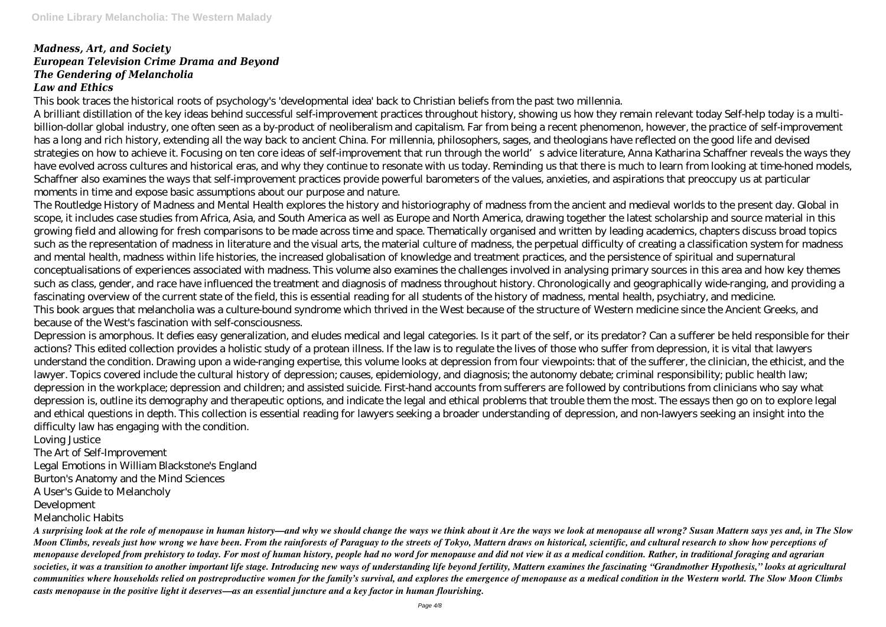***Madness, Art, and Society***
***European Television Crime Drama and Beyond***
***The Gendering of Melancholia***
***Law and Ethics***

This book traces the historical roots of psychology's 'developmental idea' back to Christian beliefs from the past two millennia.

A brilliant distillation of the key ideas behind successful self-improvement practices throughout history, showing us how they remain relevant today Self-help today is a multi-billion-dollar global industry, one often seen as a by-product of neoliberalism and capitalism. Far from being a recent phenomenon, however, the practice of self-improvement has a long and rich history, extending all the way back to ancient China. For millennia, philosophers, sages, and theologians have reflected on the good life and devised strategies on how to achieve it. Focusing on ten core ideas of self-improvement that run through the world's advice literature, Anna Katharina Schaffner reveals the ways they have evolved across cultures and historical eras, and why they continue to resonate with us today. Reminding us that there is much to learn from looking at time-honed models, Schaffner also examines the ways that self-improvement practices provide powerful barometers of the values, anxieties, and aspirations that preoccupy us at particular moments in time and expose basic assumptions about our purpose and nature.

The Routledge History of Madness and Mental Health explores the history and historiography of madness from the ancient and medieval worlds to the present day. Global in scope, it includes case studies from Africa, Asia, and South America as well as Europe and North America, drawing together the latest scholarship and source material in this growing field and allowing for fresh comparisons to be made across time and space. Thematically organised and written by leading academics, chapters discuss broad topics such as the representation of madness in literature and the visual arts, the material culture of madness, the perpetual difficulty of creating a classification system for madness and mental health, madness within life histories, the increased globalisation of knowledge and treatment practices, and the persistence of spiritual and supernatural conceptualisations of experiences associated with madness. This volume also examines the challenges involved in analysing primary sources in this area and how key themes such as class, gender, and race have influenced the treatment and diagnosis of madness throughout history. Chronologically and geographically wide-ranging, and providing a fascinating overview of the current state of the field, this is essential reading for all students of the history of madness, mental health, psychiatry, and medicine.

This book argues that melancholia was a culture-bound syndrome which thrived in the West because of the structure of Western medicine since the Ancient Greeks, and because of the West's fascination with self-consciousness.

Depression is amorphous. It defies easy generalization, and eludes medical and legal categories. Is it part of the self, or its predator? Can a sufferer be held responsible for their actions? This edited collection provides a holistic study of a protean illness. If the law is to regulate the lives of those who suffer from depression, it is vital that lawyers understand the condition. Drawing upon a wide-ranging expertise, this volume looks at depression from four viewpoints: that of the sufferer, the clinician, the ethicist, and the lawyer. Topics covered include the cultural history of depression; causes, epidemiology, and diagnosis; the autonomy debate; criminal responsibility; public health law; depression in the workplace; depression and children; and assisted suicide. First-hand accounts from sufferers are followed by contributions from clinicians who say what depression is, outline its demography and therapeutic options, and indicate the legal and ethical problems that trouble them the most. The essays then go on to explore legal and ethical questions in depth. This collection is essential reading for lawyers seeking a broader understanding of depression, and non-lawyers seeking an insight into the difficulty law has engaging with the condition.

Loving Justice
The Art of Self-Improvement
Legal Emotions in William Blackstone's England
Burton's Anatomy and the Mind Sciences
A User's Guide to Melancholy
Development
Melancholic Habits

***A surprising look at the role of menopause in human history—and why we should change the ways we think about it Are the ways we look at menopause all wrong? Susan Mattern says yes and, in The Slow Moon Climbs, reveals just how wrong we have been. From the rainforests of Paraguay to the streets of Tokyo, Mattern draws on historical, scientific, and cultural research to show how perceptions of menopause developed from prehistory to today. For most of human history, people had no word for menopause and did not view it as a medical condition. Rather, in traditional foraging and agrarian societies, it was a transition to another important life stage. Introducing new ways of understanding life beyond fertility, Mattern examines the fascinating "Grandmother Hypothesis," looks at agricultural communities where households relied on postreproductive women for the family's survival, and explores the emergence of menopause as a medical condition in the Western world. The Slow Moon Climbs casts menopause in the positive light it deserves—as an essential juncture and a key factor in human flourishing.***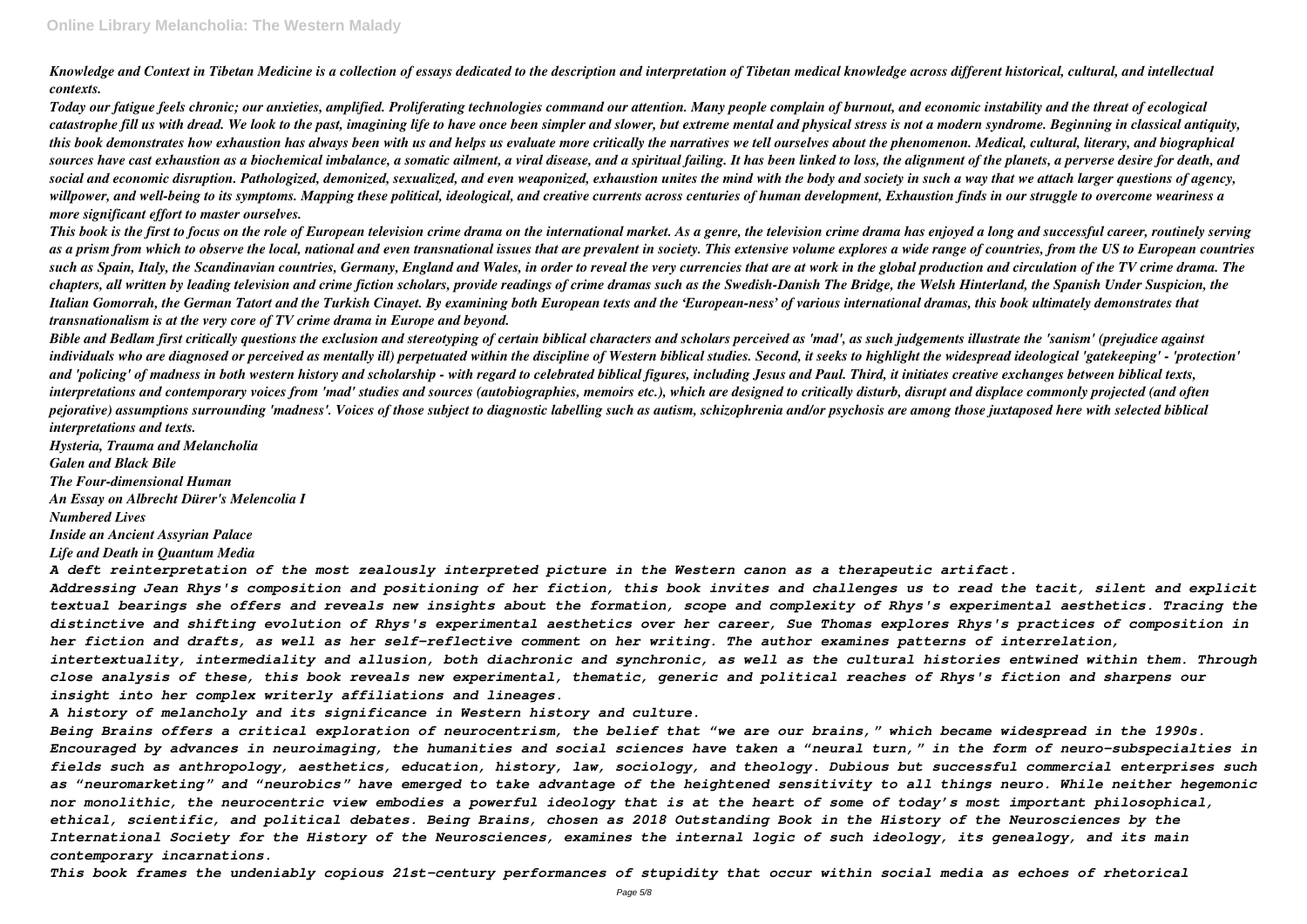*Knowledge and Context in Tibetan Medicine is a collection of essays dedicated to the description and interpretation of Tibetan medical knowledge across different historical, cultural, and intellectual contexts.*

*Today our fatigue feels chronic; our anxieties, amplified. Proliferating technologies command our attention. Many people complain of burnout, and economic instability and the threat of ecological catastrophe fill us with dread. We look to the past, imagining life to have once been simpler and slower, but extreme mental and physical stress is not a modern syndrome. Beginning in classical antiquity, this book demonstrates how exhaustion has always been with us and helps us evaluate more critically the narratives we tell ourselves about the phenomenon. Medical, cultural, literary, and biographical sources have cast exhaustion as a biochemical imbalance, a somatic ailment, a viral disease, and a spiritual failing. It has been linked to loss, the alignment of the planets, a perverse desire for death, and social and economic disruption. Pathologized, demonized, sexualized, and even weaponized, exhaustion unites the mind with the body and society in such a way that we attach larger questions of agency, willpower, and well-being to its symptoms. Mapping these political, ideological, and creative currents across centuries of human development, Exhaustion finds in our struggle to overcome weariness a more significant effort to master ourselves.*

*This book is the first to focus on the role of European television crime drama on the international market. As a genre, the television crime drama has enjoyed a long and successful career, routinely serving as a prism from which to observe the local, national and even transnational issues that are prevalent in society. This extensive volume explores a wide range of countries, from the US to European countries such as Spain, Italy, the Scandinavian countries, Germany, England and Wales, in order to reveal the very currencies that are at work in the global production and circulation of the TV crime drama. The chapters, all written by leading television and crime fiction scholars, provide readings of crime dramas such as the Swedish-Danish The Bridge, the Welsh Hinterland, the Spanish Under Suspicion, the Italian Gomorrah, the German Tatort and the Turkish Cinayet. By examining both European texts and the 'European-ness' of various international dramas, this book ultimately demonstrates that transnationalism is at the very core of TV crime drama in Europe and beyond.*

*Bible and Bedlam first critically questions the exclusion and stereotyping of certain biblical characters and scholars perceived as 'mad', as such judgements illustrate the 'sanism' (prejudice against individuals who are diagnosed or perceived as mentally ill) perpetuated within the discipline of Western biblical studies. Second, it seeks to highlight the widespread ideological 'gatekeeping' - 'protection' and 'policing' of madness in both western history and scholarship - with regard to celebrated biblical figures, including Jesus and Paul. Third, it initiates creative exchanges between biblical texts, interpretations and contemporary voices from 'mad' studies and sources (autobiographies, memoirs etc.), which are designed to critically disturb, disrupt and displace commonly projected (and often pejorative) assumptions surrounding 'madness'. Voices of those subject to diagnostic labelling such as autism, schizophrenia and/or psychosis are among those juxtaposed here with selected biblical interpretations and texts.*

*Hysteria, Trauma and Melancholia*

*Galen and Black Bile*

*The Four-dimensional Human*

*An Essay on Albrecht Dürer's Melencolia I*

*Numbered Lives*

*Inside an Ancient Assyrian Palace*

*Life and Death in Quantum Media*

*A deft reinterpretation of the most zealously interpreted picture in the Western canon as a therapeutic artifact.*

*Addressing Jean Rhys's composition and positioning of her fiction, this book invites and challenges us to read the tacit, silent and explicit textual bearings she offers and reveals new insights about the formation, scope and complexity of Rhys's experimental aesthetics. Tracing the distinctive and shifting evolution of Rhys's experimental aesthetics over her career, Sue Thomas explores Rhys's practices of composition in her fiction and drafts, as well as her self-reflective comment on her writing. The author examines patterns of interrelation, intertextuality, intermediality and allusion, both diachronic and synchronic, as well as the cultural histories entwined within them. Through close analysis of these, this book reveals new experimental, thematic, generic and political reaches of Rhys's fiction and sharpens our insight into her complex writerly affiliations and lineages.*

*A history of melancholy and its significance in Western history and culture.*

*Being Brains offers a critical exploration of neurocentrism, the belief that "we are our brains," which became widespread in the 1990s. Encouraged by advances in neuroimaging, the humanities and social sciences have taken a "neural turn," in the form of neuro-subspecialties in fields such as anthropology, aesthetics, education, history, law, sociology, and theology. Dubious but successful commercial enterprises such as "neuromarketing" and "neurobics" have emerged to take advantage of the heightened sensitivity to all things neuro. While neither hegemonic nor monolithic, the neurocentric view embodies a powerful ideology that is at the heart of some of today's most important philosophical, ethical, scientific, and political debates. Being Brains, chosen as 2018 Outstanding Book in the History of the Neurosciences by the International Society for the History of the Neurosciences, examines the internal logic of such ideology, its genealogy, and its main contemporary incarnations.*

*This book frames the undeniably copious 21st-century performances of stupidity that occur within social media as echoes of rhetorical*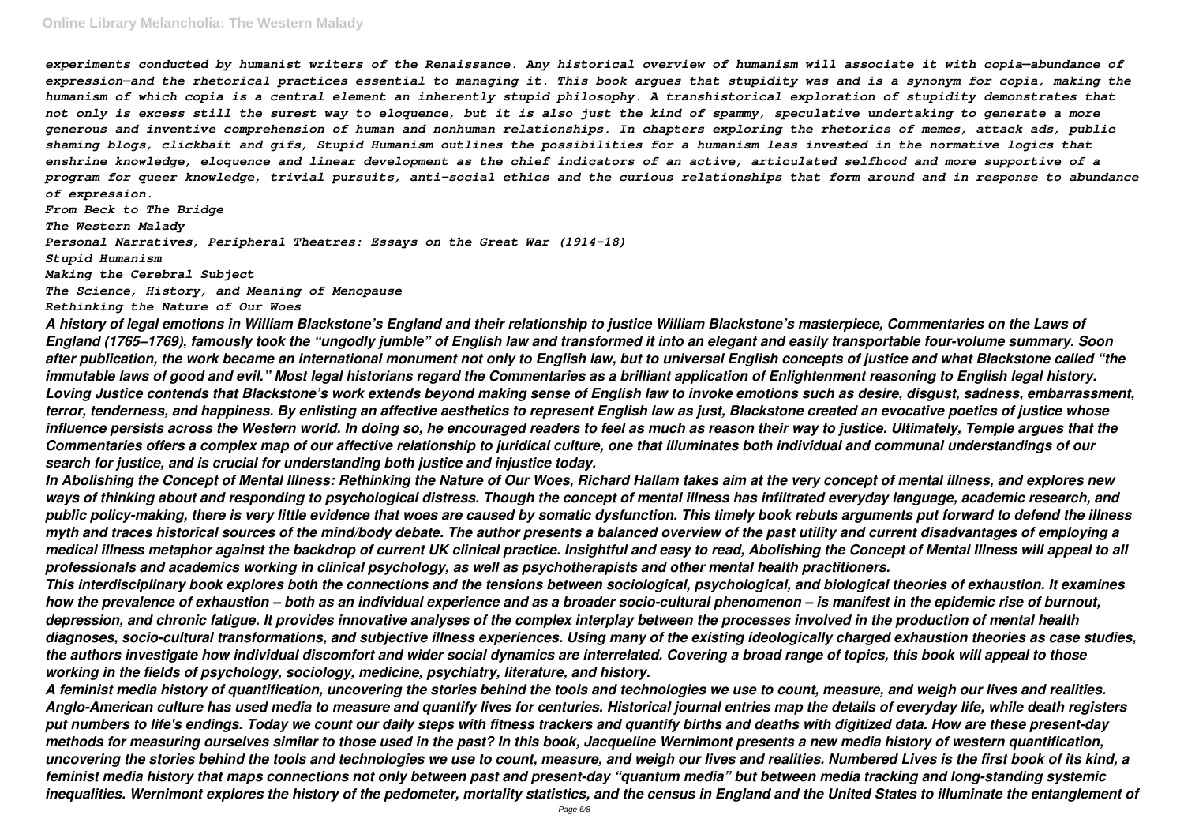*experiments conducted by humanist writers of the Renaissance. Any historical overview of humanism will associate it with copia—abundance of expression—and the rhetorical practices essential to managing it. This book argues that stupidity was and is a synonym for copia, making the humanism of which copia is a central element an inherently stupid philosophy. A transhistorical exploration of stupidity demonstrates that not only is excess still the surest way to eloquence, but it is also just the kind of spammy, speculative undertaking to generate a more generous and inventive comprehension of human and nonhuman relationships. In chapters exploring the rhetorics of memes, attack ads, public shaming blogs, clickbait and gifs, Stupid Humanism outlines the possibilities for a humanism less invested in the normative logics that enshrine knowledge, eloquence and linear development as the chief indicators of an active, articulated selfhood and more supportive of a program for queer knowledge, trivial pursuits, anti-social ethics and the curious relationships that form around and in response to abundance of expression.*

*From Beck to The Bridge*

*The Western Malady*

*Personal Narratives, Peripheral Theatres: Essays on the Great War (1914-18)*

*Stupid Humanism*

*Making the Cerebral Subject*

*The Science, History, and Meaning of Menopause*

*Rethinking the Nature of Our Woes*

***A history of legal emotions in William Blackstone's England and their relationship to justice William Blackstone's masterpiece, Commentaries on the Laws of England (1765–1769), famously took the "ungodly jumble" of English law and transformed it into an elegant and easily transportable four-volume summary. Soon after publication, the work became an international monument not only to English law, but to universal English concepts of justice and what Blackstone called "the immutable laws of good and evil." Most legal historians regard the Commentaries as a brilliant application of Enlightenment reasoning to English legal history. Loving Justice contends that Blackstone's work extends beyond making sense of English law to invoke emotions such as desire, disgust, sadness, embarrassment, terror, tenderness, and happiness. By enlisting an affective aesthetics to represent English law as just, Blackstone created an evocative poetics of justice whose influence persists across the Western world. In doing so, he encouraged readers to feel as much as reason their way to justice. Ultimately, Temple argues that the Commentaries offers a complex map of our affective relationship to juridical culture, one that illuminates both individual and communal understandings of our search for justice, and is crucial for understanding both justice and injustice today.***

***In Abolishing the Concept of Mental Illness: Rethinking the Nature of Our Woes, Richard Hallam takes aim at the very concept of mental illness, and explores new ways of thinking about and responding to psychological distress. Though the concept of mental illness has infiltrated everyday language, academic research, and public policy-making, there is very little evidence that woes are caused by somatic dysfunction. This timely book rebuts arguments put forward to defend the illness myth and traces historical sources of the mind/body debate. The author presents a balanced overview of the past utility and current disadvantages of employing a medical illness metaphor against the backdrop of current UK clinical practice. Insightful and easy to read, Abolishing the Concept of Mental Illness will appeal to all professionals and academics working in clinical psychology, as well as psychotherapists and other mental health practitioners.***

***This interdisciplinary book explores both the connections and the tensions between sociological, psychological, and biological theories of exhaustion. It examines how the prevalence of exhaustion – both as an individual experience and as a broader socio-cultural phenomenon – is manifest in the epidemic rise of burnout, depression, and chronic fatigue. It provides innovative analyses of the complex interplay between the processes involved in the production of mental health diagnoses, socio-cultural transformations, and subjective illness experiences. Using many of the existing ideologically charged exhaustion theories as case studies, the authors investigate how individual discomfort and wider social dynamics are interrelated. Covering a broad range of topics, this book will appeal to those working in the fields of psychology, sociology, medicine, psychiatry, literature, and history.***

***A feminist media history of quantification, uncovering the stories behind the tools and technologies we use to count, measure, and weigh our lives and realities. Anglo-American culture has used media to measure and quantify lives for centuries. Historical journal entries map the details of everyday life, while death registers put numbers to life's endings. Today we count our daily steps with fitness trackers and quantify births and deaths with digitized data. How are these present-day methods for measuring ourselves similar to those used in the past? In this book, Jacqueline Wernimont presents a new media history of western quantification, uncovering the stories behind the tools and technologies we use to count, measure, and weigh our lives and realities. Numbered Lives is the first book of its kind, a feminist media history that maps connections not only between past and present-day "quantum media" but between media tracking and long-standing systemic inequalities. Wernimont explores the history of the pedometer, mortality statistics, and the census in England and the United States to illuminate the entanglement of***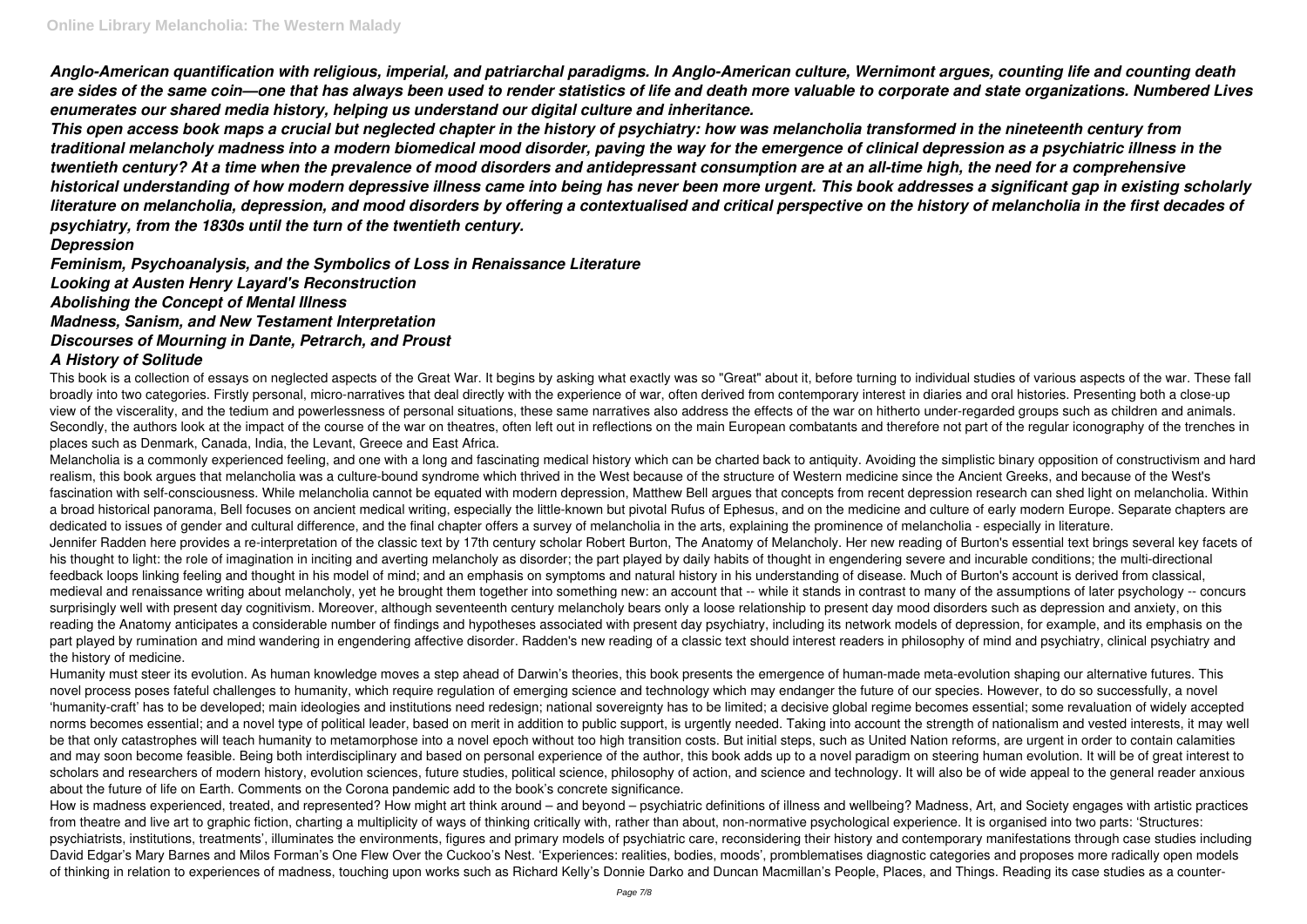***Anglo-American quantification with religious, imperial, and patriarchal paradigms. In Anglo-American culture, Wernimont argues, counting life and counting death are sides of the same coin—one that has always been used to render statistics of life and death more valuable to corporate and state organizations. Numbered Lives enumerates our shared media history, helping us understand our digital culture and inheritance.***

***This open access book maps a crucial but neglected chapter in the history of psychiatry: how was melancholia transformed in the nineteenth century from traditional melancholy madness into a modern biomedical mood disorder, paving the way for the emergence of clinical depression as a psychiatric illness in the twentieth century? At a time when the prevalence of mood disorders and antidepressant consumption are at an all-time high, the need for a comprehensive historical understanding of how modern depressive illness came into being has never been more urgent. This book addresses a significant gap in existing scholarly literature on melancholia, depression, and mood disorders by offering a contextualised and critical perspective on the history of melancholia in the first decades of psychiatry, from the 1830s until the turn of the twentieth century.***

***Depression***

***Feminism, Psychoanalysis, and the Symbolics of Loss in Renaissance Literature***

***Looking at Austen Henry Layard's Reconstruction***

***Abolishing the Concept of Mental Illness***

***Madness, Sanism, and New Testament Interpretation***

***Discourses of Mourning in Dante, Petrarch, and Proust***

***A History of Solitude***

This book is a collection of essays on neglected aspects of the Great War. It begins by asking what exactly was so "Great" about it, before turning to individual studies of various aspects of the war. These fall broadly into two categories. Firstly personal, micro-narratives that deal directly with the experience of war, often derived from contemporary interest in diaries and oral histories. Presenting both a close-up view of the viscerality, and the tedium and powerlessness of personal situations, these same narratives also address the effects of the war on hitherto under-regarded groups such as children and animals. Secondly, the authors look at the impact of the course of the war on theatres, often left out in reflections on the main European combatants and therefore not part of the regular iconography of the trenches in places such as Denmark, Canada, India, the Levant, Greece and East Africa.

Melancholia is a commonly experienced feeling, and one with a long and fascinating medical history which can be charted back to antiquity. Avoiding the simplistic binary opposition of constructivism and hard realism, this book argues that melancholia was a culture-bound syndrome which thrived in the West because of the structure of Western medicine since the Ancient Greeks, and because of the West's fascination with self-consciousness. While melancholia cannot be equated with modern depression, Matthew Bell argues that concepts from recent depression research can shed light on melancholia. Within a broad historical panorama, Bell focuses on ancient medical writing, especially the little-known but pivotal Rufus of Ephesus, and on the medicine and culture of early modern Europe. Separate chapters are dedicated to issues of gender and cultural difference, and the final chapter offers a survey of melancholia in the arts, explaining the prominence of melancholia - especially in literature.

Jennifer Radden here provides a re-interpretation of the classic text by 17th century scholar Robert Burton, The Anatomy of Melancholy. Her new reading of Burton's essential text brings several key facets of his thought to light: the role of imagination in inciting and averting melancholy as disorder; the part played by daily habits of thought in engendering severe and incurable conditions; the multi-directional feedback loops linking feeling and thought in his model of mind; and an emphasis on symptoms and natural history in his understanding of disease. Much of Burton's account is derived from classical, medieval and renaissance writing about melancholy, yet he brought them together into something new: an account that -- while it stands in contrast to many of the assumptions of later psychology -- concurs surprisingly well with present day cognitivism. Moreover, although seventeenth century melancholy bears only a loose relationship to present day mood disorders such as depression and anxiety, on this reading the Anatomy anticipates a considerable number of findings and hypotheses associated with present day psychiatry, including its network models of depression, for example, and its emphasis on the part played by rumination and mind wandering in engendering affective disorder. Radden's new reading of a classic text should interest readers in philosophy of mind and psychiatry, clinical psychiatry and the history of medicine.

Humanity must steer its evolution. As human knowledge moves a step ahead of Darwin's theories, this book presents the emergence of human-made meta-evolution shaping our alternative futures. This novel process poses fateful challenges to humanity, which require regulation of emerging science and technology which may endanger the future of our species. However, to do so successfully, a novel 'humanity-craft' has to be developed; main ideologies and institutions need redesign; national sovereignty has to be limited; a decisive global regime becomes essential; some revaluation of widely accepted norms becomes essential; and a novel type of political leader, based on merit in addition to public support, is urgently needed. Taking into account the strength of nationalism and vested interests, it may well be that only catastrophes will teach humanity to metamorphose into a novel epoch without too high transition costs. But initial steps, such as United Nation reforms, are urgent in order to contain calamities and may soon become feasible. Being both interdisciplinary and based on personal experience of the author, this book adds up to a novel paradigm on steering human evolution. It will be of great interest to scholars and researchers of modern history, evolution sciences, future studies, political science, philosophy of action, and science and technology. It will also be of wide appeal to the general reader anxious about the future of life on Earth. Comments on the Corona pandemic add to the book's concrete significance.

How is madness experienced, treated, and represented? How might art think around – and beyond – psychiatric definitions of illness and wellbeing? Madness, Art, and Society engages with artistic practices from theatre and live art to graphic fiction, charting a multiplicity of ways of thinking critically with, rather than about, non-normative psychological experience. It is organised into two parts: 'Structures: psychiatrists, institutions, treatments', illuminates the environments, figures and primary models of psychiatric care, reconsidering their history and contemporary manifestations through case studies including David Edgar's Mary Barnes and Milos Forman's One Flew Over the Cuckoo's Nest. 'Experiences: realities, bodies, moods', promblematises diagnostic categories and proposes more radically open models of thinking in relation to experiences of madness, touching upon works such as Richard Kelly's Donnie Darko and Duncan Macmillan's People, Places, and Things. Reading its case studies as a counter-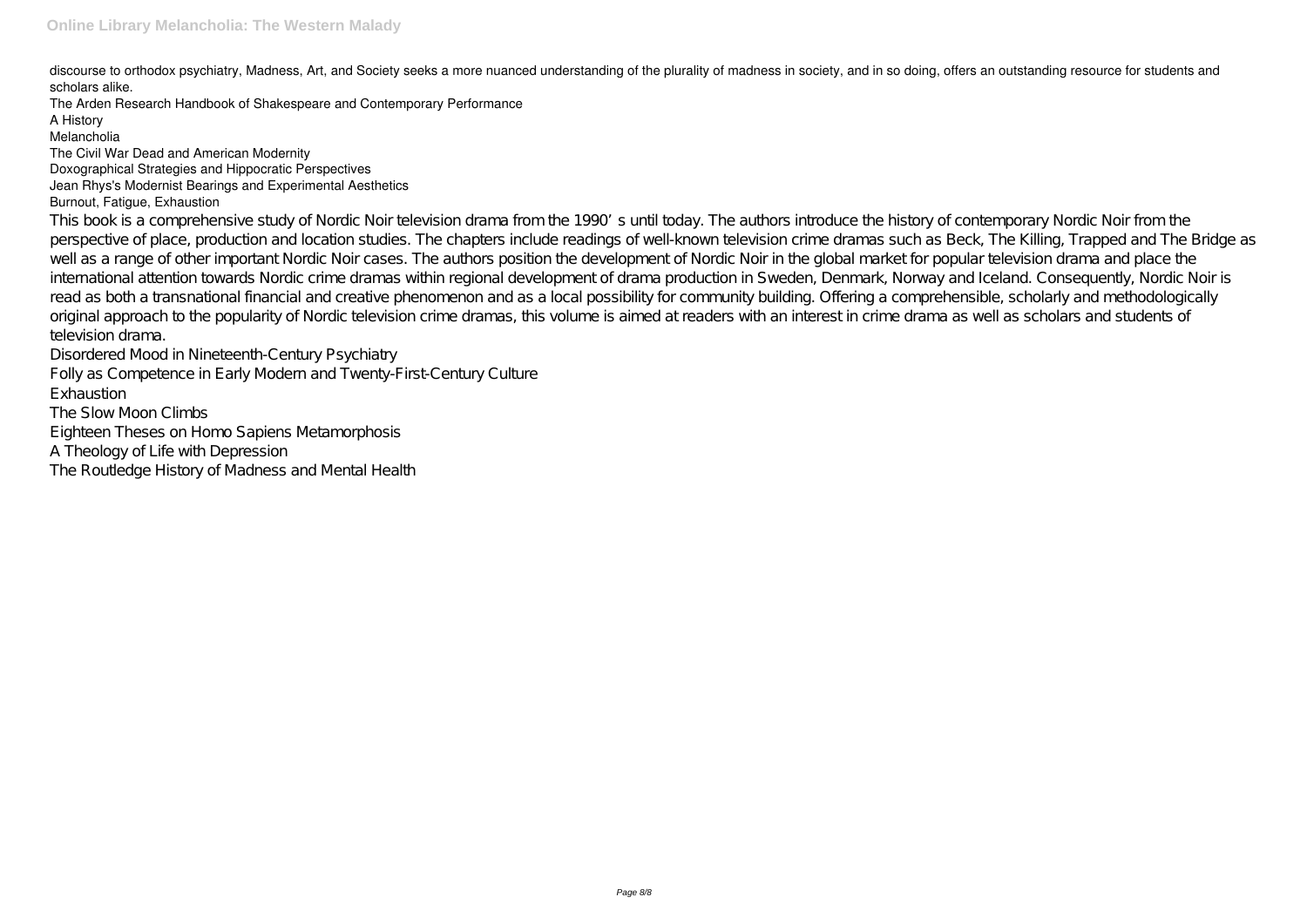discourse to orthodox psychiatry, Madness, Art, and Society seeks a more nuanced understanding of the plurality of madness in society, and in so doing, offers an outstanding resource for students and scholars alike.

The Arden Research Handbook of Shakespeare and Contemporary Performance
A History
Melancholia
The Civil War Dead and American Modernity
Doxographical Strategies and Hippocratic Perspectives
Jean Rhys's Modernist Bearings and Experimental Aesthetics
Burnout, Fatigue, Exhaustion

This book is a comprehensive study of Nordic Noir television drama from the 1990's until today. The authors introduce the history of contemporary Nordic Noir from the perspective of place, production and location studies. The chapters include readings of well-known television crime dramas such as Beck, The Killing, Trapped and The Bridge as well as a range of other important Nordic Noir cases. The authors position the development of Nordic Noir in the global market for popular television drama and place the international attention towards Nordic crime dramas within regional development of drama production in Sweden, Denmark, Norway and Iceland. Consequently, Nordic Noir is read as both a transnational financial and creative phenomenon and as a local possibility for community building. Offering a comprehensible, scholarly and methodologically original approach to the popularity of Nordic television crime dramas, this volume is aimed at readers with an interest in crime drama as well as scholars and students of television drama.

Disordered Mood in Nineteenth-Century Psychiatry
Folly as Competence in Early Modern and Twenty-First-Century Culture
Exhaustion
The Slow Moon Climbs
Eighteen Theses on Homo Sapiens Metamorphosis
A Theology of Life with Depression
The Routledge History of Madness and Mental Health